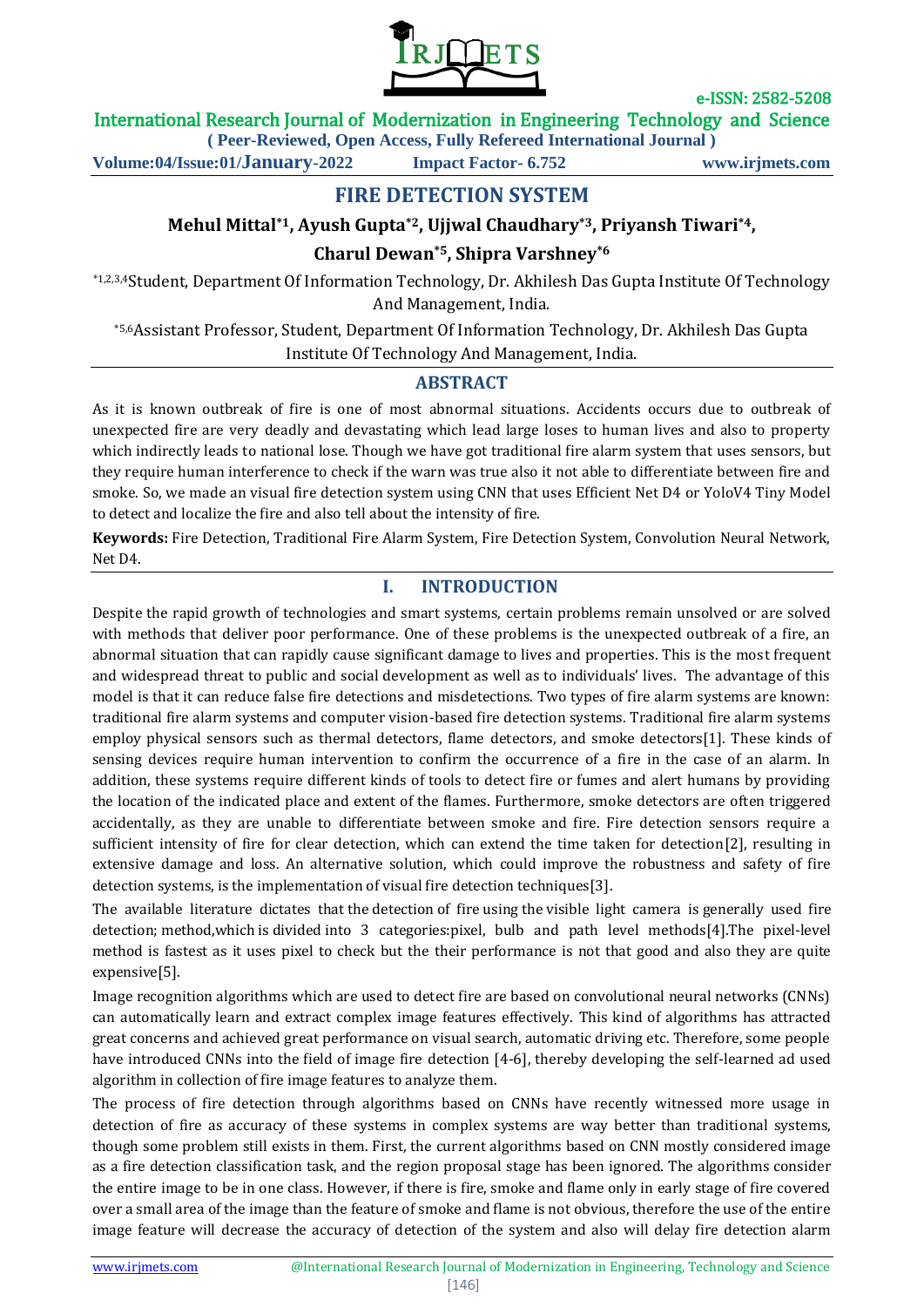# FIRE DETECTION SYSTEM

**Mehul Mittal[*1], Ayush Gupta[*2], Ujjwal Chaudhary[*3], Priyansh Tiwari[*4], Charul Dewan[*5], Shipra Varshney[*6]**

[*1,2,3,4]Student, Department Of Information Technology, Dr. Akhilesh Das Gupta Institute Of Technology And Management, India.

[*5,6]Assistant Professor, Student, Department Of Information Technology, Dr. Akhilesh Das Gupta Institute Of Technology And Management, India.

## ABSTRACT

As it is known outbreak of fire is one of most abnormal situations. Accidents occurs due to outbreak of unexpected fire are very deadly and devastating which lead large loses to human lives and also to property which indirectly leads to national lose. Though we have got traditional fire alarm system that uses sensors, but they require human interference to check if the warn was true also it not able to differentiate between fire and smoke. So, we made an visual fire detection system using CNN that uses Efficient Net D4 or YoloV4 Tiny Model to detect and localize the fire and also tell about the intensity of fire.

**Keywords:** Fire Detection, Traditional Fire Alarm System, Fire Detection System, Convolution Neural Network, Net D4.

## I. INTRODUCTION

Despite the rapid growth of technologies and smart systems, certain problems remain unsolved or are solved with methods that deliver poor performance. One of these problems is the unexpected outbreak of a fire, an abnormal situation that can rapidly cause significant damage to lives and properties. This is the most frequent and widespread threat to public and social development as well as to individuals' lives. The advantage of this model is that it can reduce false fire detections and misdetections. Two types of fire alarm systems are known: traditional fire alarm systems and computer vision-based fire detection systems. Traditional fire alarm systems employ physical sensors such as thermal detectors, flame detectors, and smoke detectors[1]. These kinds of sensing devices require human intervention to confirm the occurrence of a fire in the case of an alarm. In addition, these systems require different kinds of tools to detect fire or fumes and alert humans by providing the location of the indicated place and extent of the flames. Furthermore, smoke detectors are often triggered accidentally, as they are unable to differentiate between smoke and fire. Fire detection sensors require a sufficient intensity of fire for clear detection, which can extend the time taken for detection[2], resulting in extensive damage and loss. An alternative solution, which could improve the robustness and safety of fire detection systems, is the implementation of visual fire detection techniques[3].

The available literature dictates that the detection of fire using the visible light camera is generally used fire detection; method,which is divided into 3 categories:pixel, bulb and path level methods[4].The pixel-level method is fastest as it uses pixel to check but the their performance is not that good and also they are quite expensive[5].

Image recognition algorithms which are used to detect fire are based on convolutional neural networks (CNNs) can automatically learn and extract complex image features effectively. This kind of algorithms has attracted great concerns and achieved great performance on visual search, automatic driving etc. Therefore, some people have introduced CNNs into the field of image fire detection [4-6], thereby developing the self-learned ad used algorithm in collection of fire image features to analyze them.

The process of fire detection through algorithms based on CNNs have recently witnessed more usage in detection of fire as accuracy of these systems in complex systems are way better than traditional systems, though some problem still exists in them. First, the current algorithms based on CNN mostly considered image as a fire detection classification task, and the region proposal stage has been ignored. The algorithms consider the entire image to be in one class. However, if there is fire, smoke and flame only in early stage of fire covered over a small area of the image than the feature of smoke and flame is not obvious, therefore the use of the entire image feature will decrease the accuracy of detection of the system and also will delay fire detection alarm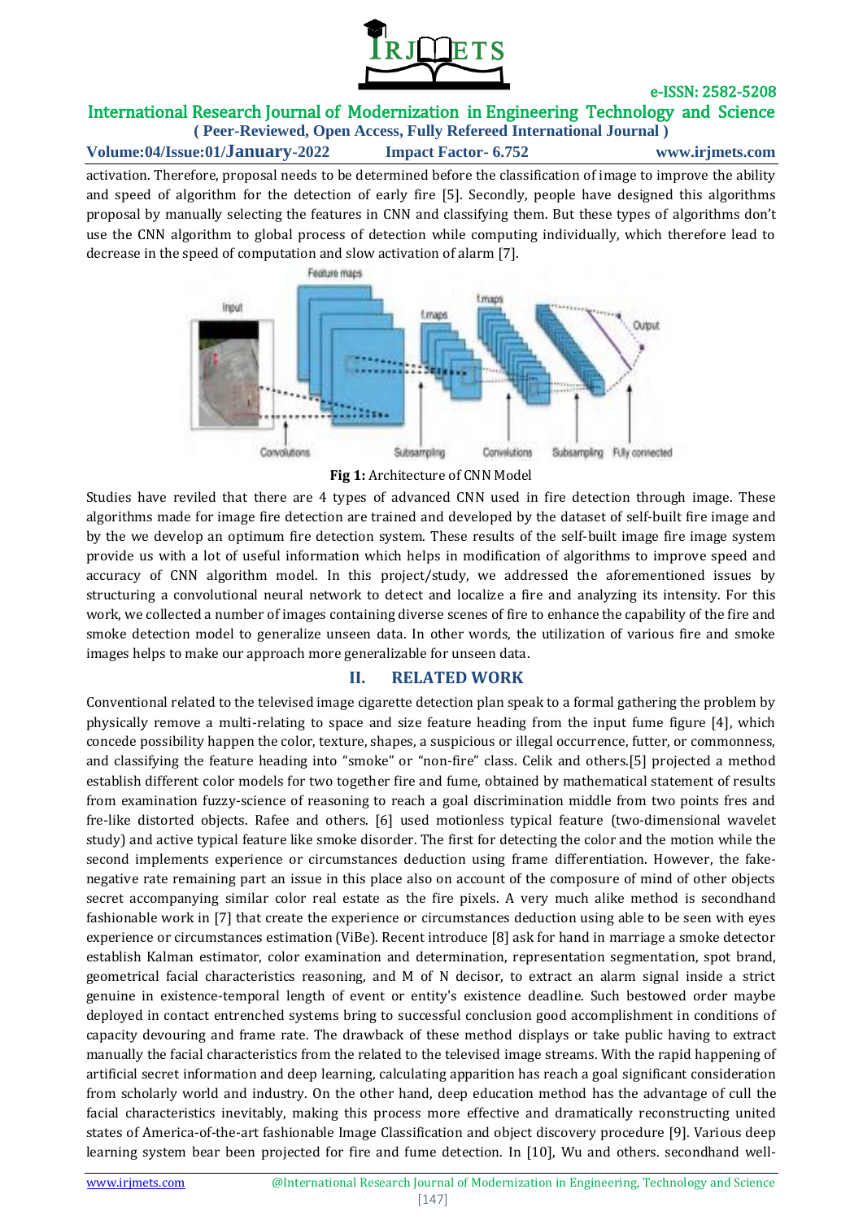activation. Therefore, proposal needs to be determined before the classification of image to improve the ability and speed of algorithm for the detection of early fire [5]. Secondly, people have designed this algorithms proposal by manually selecting the features in CNN and classifying them. But these types of algorithms don't use the CNN algorithm to global process of detection while computing individually, which therefore lead to decrease in the speed of computation and slow activation of alarm [7].

**Fig 1:** Architecture of CNN Model

Studies have reviled that there are 4 types of advanced CNN used in fire detection through image. These algorithms made for image fire detection are trained and developed by the dataset of self-built fire image and by the we develop an optimum fire detection system. These results of the self-built image fire image system provide us with a lot of useful information which helps in modification of algorithms to improve speed and accuracy of CNN algorithm model. In this project/study, we addressed the aforementioned issues by structuring a convolutional neural network to detect and localize a fire and analyzing its intensity. For this work, we collected a number of images containing diverse scenes of fire to enhance the capability of the fire and smoke detection model to generalize unseen data. In other words, the utilization of various fire and smoke images helps to make our approach more generalizable for unseen data.

## II. RELATED WORK

Conventional related to the televised image cigarette detection plan speak to a formal gathering the problem by physically remove a multi-relating to space and size feature heading from the input fume figure [4], which concede possibility happen the color, texture, shapes, a suspicious or illegal occurrence, futter, or commonness, and classifying the feature heading into "smoke" or "non-fire" class. Celik and others.[5] projected a method establish different color models for two together fire and fume, obtained by mathematical statement of results from examination fuzzy-science of reasoning to reach a goal discrimination middle from two points fres and fre-like distorted objects. Rafee and others. [6] used motionless typical feature (two-dimensional wavelet study) and active typical feature like smoke disorder. The first for detecting the color and the motion while the second implements experience or circumstances deduction using frame differentiation. However, the fake-negative rate remaining part an issue in this place also on account of the composure of mind of other objects secret accompanying similar color real estate as the fire pixels. A very much alike method is secondhand fashionable work in [7] that create the experience or circumstances deduction using able to be seen with eyes experience or circumstances estimation (ViBe). Recent introduce [8] ask for hand in marriage a smoke detector establish Kalman estimator, color examination and determination, representation segmentation, spot brand, geometrical facial characteristics reasoning, and M of N decisor, to extract an alarm signal inside a strict genuine in existence-temporal length of event or entity's existence deadline. Such bestowed order maybe deployed in contact entrenched systems bring to successful conclusion good accomplishment in conditions of capacity devouring and frame rate. The drawback of these method displays or take public having to extract manually the facial characteristics from the related to the televised image streams. With the rapid happening of artificial secret information and deep learning, calculating apparition has reach a goal significant consideration from scholarly world and industry. On the other hand, deep education method has the advantage of cull the facial characteristics inevitably, making this process more effective and dramatically reconstructing united states of America-of-the-art fashionable Image Classification and object discovery procedure [9]. Various deep learning system bear been projected for fire and fume detection. In [10], Wu and others. secondhand well-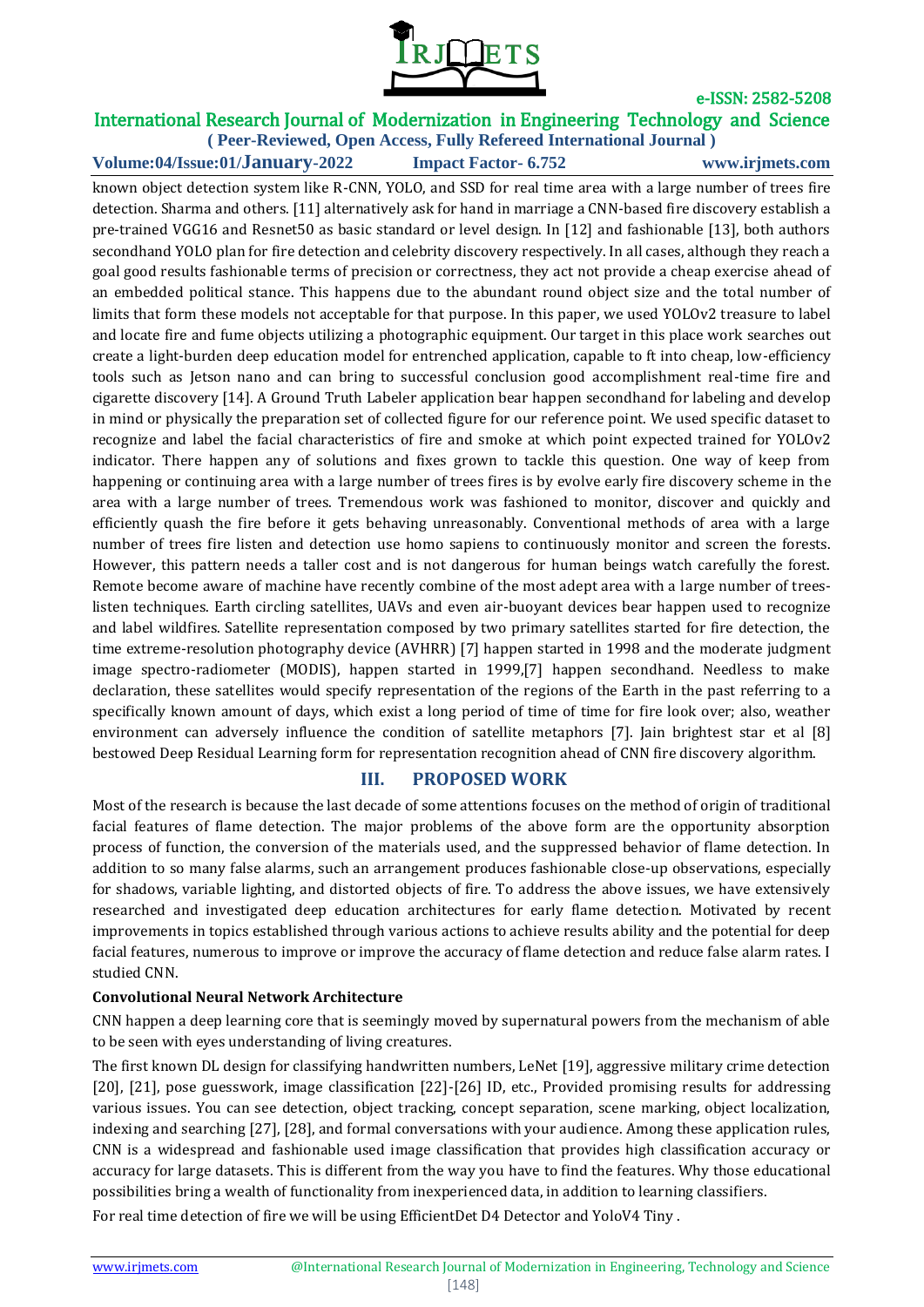known object detection system like R-CNN, YOLO, and SSD for real time area with a large number of trees fire detection. Sharma and others. [11] alternatively ask for hand in marriage a CNN-based fire discovery establish a pre-trained VGG16 and Resnet50 as basic standard or level design. In [12] and fashionable [13], both authors secondhand YOLO plan for fire detection and celebrity discovery respectively. In all cases, although they reach a goal good results fashionable terms of precision or correctness, they act not provide a cheap exercise ahead of an embedded political stance. This happens due to the abundant round object size and the total number of limits that form these models not acceptable for that purpose. In this paper, we used YOLOv2 treasure to label and locate fire and fume objects utilizing a photographic equipment. Our target in this place work searches out create a light-burden deep education model for entrenched application, capable to ft into cheap, low-efficiency tools such as Jetson nano and can bring to successful conclusion good accomplishment real-time fire and cigarette discovery [14]. A Ground Truth Labeler application bear happen secondhand for labeling and develop in mind or physically the preparation set of collected figure for our reference point. We used specific dataset to recognize and label the facial characteristics of fire and smoke at which point expected trained for YOLOv2 indicator. There happen any of solutions and fixes grown to tackle this question. One way of keep from happening or continuing area with a large number of trees fires is by evolve early fire discovery scheme in the area with a large number of trees. Tremendous work was fashioned to monitor, discover and quickly and efficiently quash the fire before it gets behaving unreasonably. Conventional methods of area with a large number of trees fire listen and detection use homo sapiens to continuously monitor and screen the forests. However, this pattern needs a taller cost and is not dangerous for human beings watch carefully the forest. Remote become aware of machine have recently combine of the most adept area with a large number of trees-listen techniques. Earth circling satellites, UAVs and even air-buoyant devices bear happen used to recognize and label wildfires. Satellite representation composed by two primary satellites started for fire detection, the time extreme-resolution photography device (AVHRR) [7] happen started in 1998 and the moderate judgment image spectro-radiometer (MODIS), happen started in 1999,[7] happen secondhand. Needless to make declaration, these satellites would specify representation of the regions of the Earth in the past referring to a specifically known amount of days, which exist a long period of time of time for fire look over; also, weather environment can adversely influence the condition of satellite metaphors [7]. Jain brightest star et al [8] bestowed Deep Residual Learning form for representation recognition ahead of CNN fire discovery algorithm.

## III. PROPOSED WORK

Most of the research is because the last decade of some attentions focuses on the method of origin of traditional facial features of flame detection. The major problems of the above form are the opportunity absorption process of function, the conversion of the materials used, and the suppressed behavior of flame detection. In addition to so many false alarms, such an arrangement produces fashionable close-up observations, especially for shadows, variable lighting, and distorted objects of fire. To address the above issues, we have extensively researched and investigated deep education architectures for early flame detection. Motivated by recent improvements in topics established through various actions to achieve results ability and the potential for deep facial features, numerous to improve or improve the accuracy of flame detection and reduce false alarm rates. I studied CNN.

**Convolutional Neural Network Architecture**

CNN happen a deep learning core that is seemingly moved by supernatural powers from the mechanism of able to be seen with eyes understanding of living creatures.

The first known DL design for classifying handwritten numbers, LeNet [19], aggressive military crime detection [20], [21], pose guesswork, image classification [22]-[26] ID, etc., Provided promising results for addressing various issues. You can see detection, object tracking, concept separation, scene marking, object localization, indexing and searching [27], [28], and formal conversations with your audience. Among these application rules, CNN is a widespread and fashionable used image classification that provides high classification accuracy or accuracy for large datasets. This is different from the way you have to find the features. Why those educational possibilities bring a wealth of functionality from inexperienced data, in addition to learning classifiers.

For real time detection of fire we will be using EfficientDet D4 Detector and YoloV4 Tiny .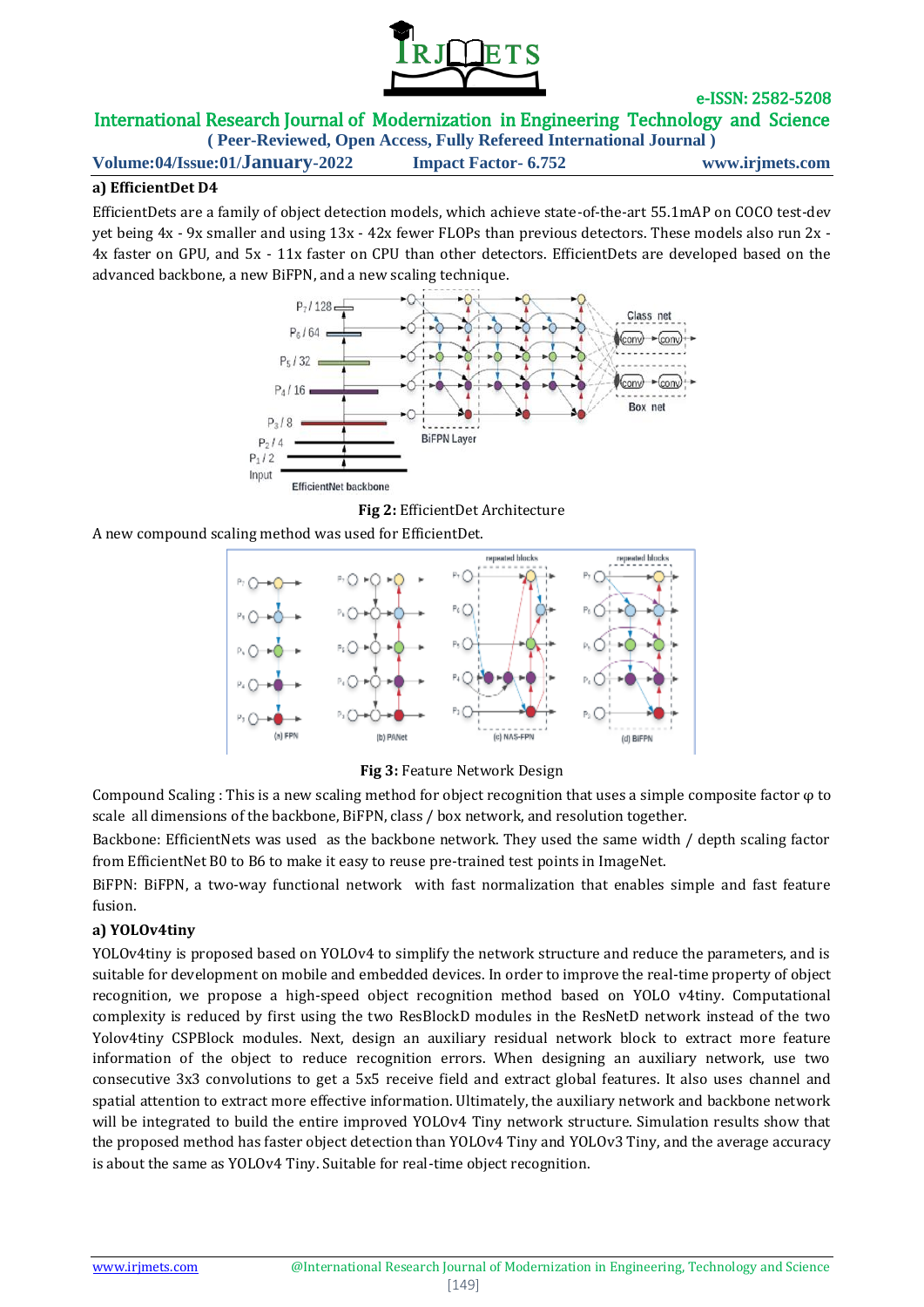**a) EfficientDet D4**

EfficientDets are a family of object detection models, which achieve state-of-the-art 55.1mAP on COCO test-dev yet being 4x - 9x smaller and using 13x - 42x fewer FLOPs than previous detectors. These models also run 2x - 4x faster on GPU, and 5x - 11x faster on CPU than other detectors. EfficientDets are developed based on the advanced backbone, a new BiFPN, and a new scaling technique.

**Fig 2:** EfficientDet Architecture

A new compound scaling method was used for EfficientDet.

**Fig 3:** Feature Network Design

Compound Scaling : This is a new scaling method for object recognition that uses a simple composite factor φ to scale all dimensions of the backbone, BiFPN, class / box network, and resolution together.

Backbone: EfficientNets was used as the backbone network. They used the same width / depth scaling factor from EfficientNet B0 to B6 to make it easy to reuse pre-trained test points in ImageNet.

BiFPN: BiFPN, a two-way functional network with fast normalization that enables simple and fast feature fusion.

**a) YOLOv4tiny**

YOLOv4tiny is proposed based on YOLOv4 to simplify the network structure and reduce the parameters, and is suitable for development on mobile and embedded devices. In order to improve the real-time property of object recognition, we propose a high-speed object recognition method based on YOLO v4tiny. Computational complexity is reduced by first using the two ResBlockD modules in the ResNetD network instead of the two Yolov4tiny CSPBlock modules. Next, design an auxiliary residual network block to extract more feature information of the object to reduce recognition errors. When designing an auxiliary network, use two consecutive 3x3 convolutions to get a 5x5 receive field and extract global features. It also uses channel and spatial attention to extract more effective information. Ultimately, the auxiliary network and backbone network will be integrated to build the entire improved YOLOv4 Tiny network structure. Simulation results show that the proposed method has faster object detection than YOLOv4 Tiny and YOLOv3 Tiny, and the average accuracy is about the same as YOLOv4 Tiny. Suitable for real-time object recognition.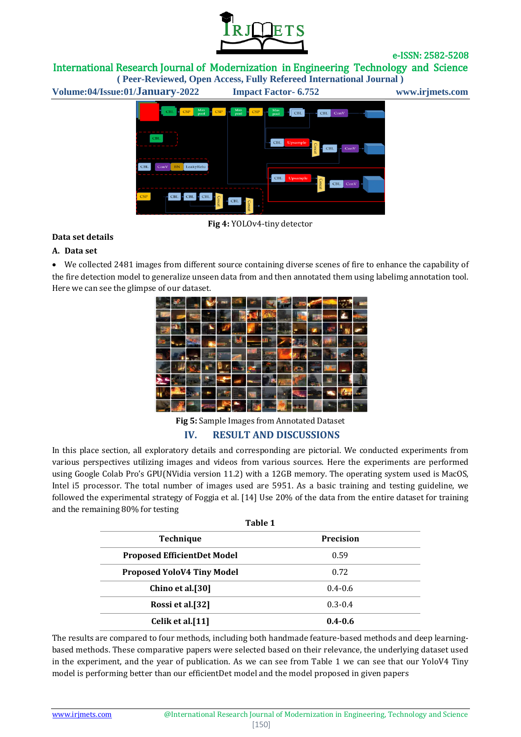Fig 4: YOLOv4-tiny detector

**Data set details**

**A. Data set**

- We collected 2481 images from different source containing diverse scenes of fire to enhance the capability of the fire detection model to generalize unseen data from and then annotated them using labelimg annotation tool. Here we can see the glimpse of our dataset.

Fig 5: Sample Images from Annotated Dataset

## IV. RESULT AND DISCUSSIONS

In this place section, all exploratory details and corresponding are pictorial. We conducted experiments from various perspectives utilizing images and videos from various sources. Here the experiments are performed using Google Colab Pro's GPU(NVidia version 11.2) with a 12GB memory. The operating system used is MacOS, Intel i5 processor. The total number of images used are 5951. As a basic training and testing guideline, we followed the experimental strategy of Foggia et al. [14] Use 20% of the data from the entire dataset for training and the remaining 80% for testing

**Table 1**

| Technique | Precision |
|---|---|
| **Proposed EfficientDet Model** | 0.59 |
| **Proposed YoloV4 Tiny Model** | 0.72 |
| **Chino et al.[30]** | 0.4-0.6 |
| **Rossi et al.[32]** | 0.3-0.4 |
| **Celik et al.[11]** | **0.4-0.6** |

The results are compared to four methods, including both handmade feature-based methods and deep learning-based methods. These comparative papers were selected based on their relevance, the underlying dataset used in the experiment, and the year of publication. As we can see from Table 1 we can see that our YoloV4 Tiny model is performing better than our efficientDet model and the model proposed in given papers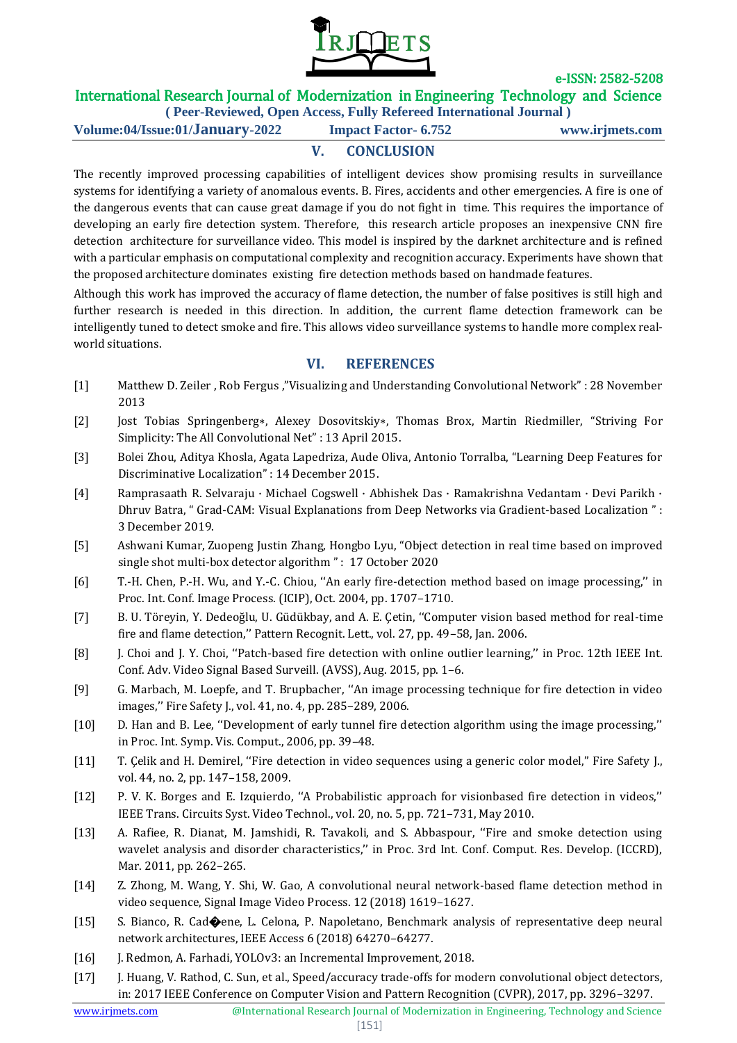## V. CONCLUSION

The recently improved processing capabilities of intelligent devices show promising results in surveillance systems for identifying a variety of anomalous events. B. Fires, accidents and other emergencies. A fire is one of the dangerous events that can cause great damage if you do not fight in time. This requires the importance of developing an early fire detection system. Therefore, this research article proposes an inexpensive CNN fire detection architecture for surveillance video. This model is inspired by the darknet architecture and is refined with a particular emphasis on computational complexity and recognition accuracy. Experiments have shown that the proposed architecture dominates existing fire detection methods based on handmade features.

Although this work has improved the accuracy of flame detection, the number of false positives is still high and further research is needed in this direction. In addition, the current flame detection framework can be intelligently tuned to detect smoke and fire. This allows video surveillance systems to handle more complex real-world situations.

## VI. REFERENCES

[1] Matthew D. Zeiler , Rob Fergus ,"Visualizing and Understanding Convolutional Network" : 28 November 2013

[2] Jost Tobias Springenberg∗, Alexey Dosovitskiy∗, Thomas Brox, Martin Riedmiller, "Striving For Simplicity: The All Convolutional Net" : 13 April 2015.

[3] Bolei Zhou, Aditya Khosla, Agata Lapedriza, Aude Oliva, Antonio Torralba, "Learning Deep Features for Discriminative Localization" : 14 December 2015.

[4] Ramprasaath R. Selvaraju · Michael Cogswell · Abhishek Das · Ramakrishna Vedantam · Devi Parikh · Dhruv Batra, " Grad-CAM: Visual Explanations from Deep Networks via Gradient-based Localization " : 3 December 2019.

[5] Ashwani Kumar, Zuopeng Justin Zhang, Hongbo Lyu, "Object detection in real time based on improved single shot multi-box detector algorithm " : 17 October 2020

[6] T.-H. Chen, P.-H. Wu, and Y.-C. Chiou, ''An early fire-detection method based on image processing,'' in Proc. Int. Conf. Image Process. (ICIP), Oct. 2004, pp. 1707–1710.

[7] B. U. Töreyin, Y. Dedeoğlu, U. Güdükbay, and A. E. Çetin, ''Computer vision based method for real-time fire and flame detection,'' Pattern Recognit. Lett., vol. 27, pp. 49–58, Jan. 2006.

[8] J. Choi and J. Y. Choi, ''Patch-based fire detection with online outlier learning,'' in Proc. 12th IEEE Int. Conf. Adv. Video Signal Based Surveill. (AVSS), Aug. 2015, pp. 1–6.

[9] G. Marbach, M. Loepfe, and T. Brupbacher, ''An image processing technique for fire detection in video images,'' Fire Safety J., vol. 41, no. 4, pp. 285–289, 2006.

[10] D. Han and B. Lee, ''Development of early tunnel fire detection algorithm using the image processing,'' in Proc. Int. Symp. Vis. Comput., 2006, pp. 39–48.

[11] T. Çelik and H. Demirel, ''Fire detection in video sequences using a generic color model," Fire Safety J., vol. 44, no. 2, pp. 147–158, 2009.

[12] P. V. K. Borges and E. Izquierdo, ''A Probabilistic approach for visionbased fire detection in videos,'' IEEE Trans. Circuits Syst. Video Technol., vol. 20, no. 5, pp. 721–731, May 2010.

[13] A. Rafiee, R. Dianat, M. Jamshidi, R. Tavakoli, and S. Abbaspour, ''Fire and smoke detection using wavelet analysis and disorder characteristics,'' in Proc. 3rd Int. Conf. Comput. Res. Develop. (ICCRD), Mar. 2011, pp. 262–265.

[14] Z. Zhong, M. Wang, Y. Shi, W. Gao, A convolutional neural network-based flame detection method in video sequence, Signal Image Video Process. 12 (2018) 1619–1627.

[15] S. Bianco, R. Cad�ene, L. Celona, P. Napoletano, Benchmark analysis of representative deep neural network architectures, IEEE Access 6 (2018) 64270–64277.

[16] J. Redmon, A. Farhadi, YOLOv3: an Incremental Improvement, 2018.

[17] J. Huang, V. Rathod, C. Sun, et al., Speed/accuracy trade-offs for modern convolutional object detectors, in: 2017 IEEE Conference on Computer Vision and Pattern Recognition (CVPR), 2017, pp. 3296–3297.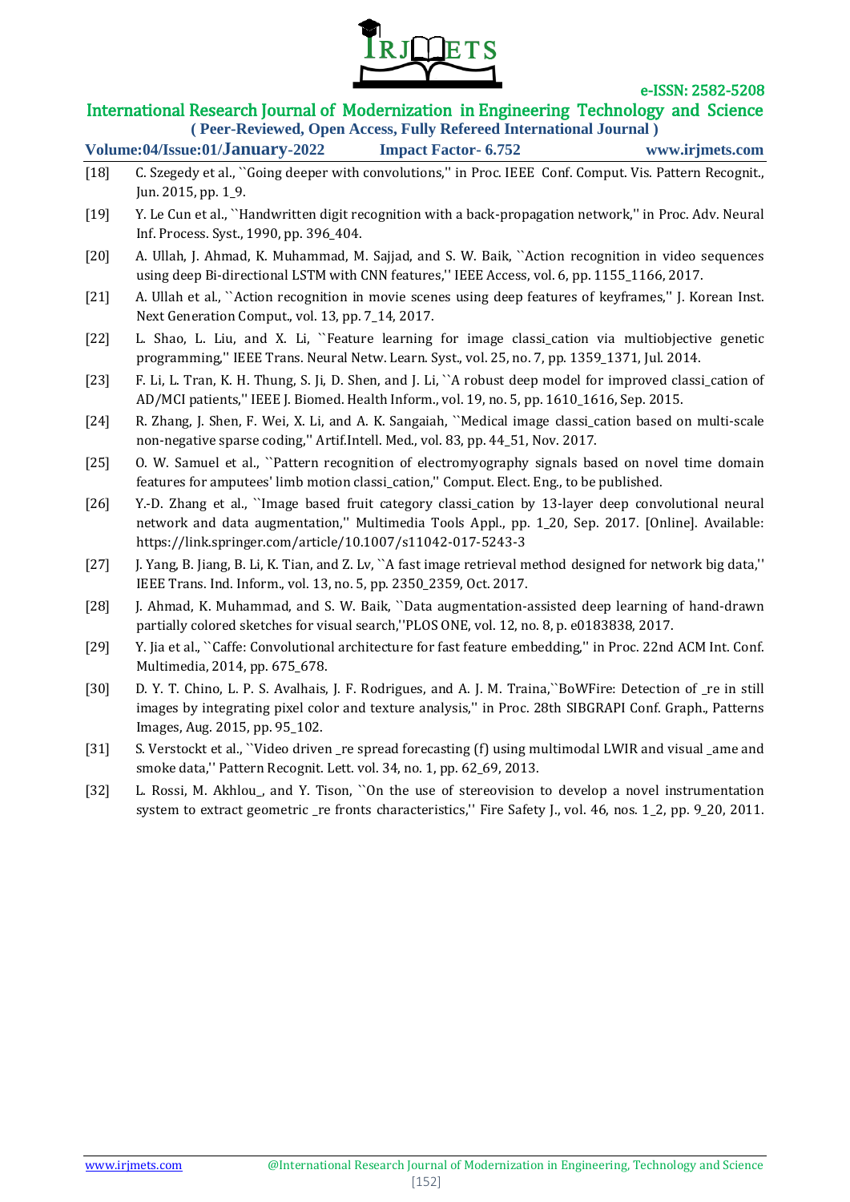[18] C. Szegedy et al., ``Going deeper with convolutions,'' in Proc. IEEE Conf. Comput. Vis. Pattern Recognit., Jun. 2015, pp. 1_9.

[19] Y. Le Cun et al., ``Handwritten digit recognition with a back-propagation network,'' in Proc. Adv. Neural Inf. Process. Syst., 1990, pp. 396_404.

[20] A. Ullah, J. Ahmad, K. Muhammad, M. Sajjad, and S. W. Baik, ``Action recognition in video sequences using deep Bi-directional LSTM with CNN features,'' IEEE Access, vol. 6, pp. 1155_1166, 2017.

[21] A. Ullah et al., ``Action recognition in movie scenes using deep features of keyframes,'' J. Korean Inst. Next Generation Comput., vol. 13, pp. 7_14, 2017.

[22] L. Shao, L. Liu, and X. Li, ``Feature learning for image classi_cation via multiobjective genetic programming,'' IEEE Trans. Neural Netw. Learn. Syst., vol. 25, no. 7, pp. 1359_1371, Jul. 2014.

[23] F. Li, L. Tran, K. H. Thung, S. Ji, D. Shen, and J. Li, ``A robust deep model for improved classi_cation of AD/MCI patients,'' IEEE J. Biomed. Health Inform., vol. 19, no. 5, pp. 1610_1616, Sep. 2015.

[24] R. Zhang, J. Shen, F. Wei, X. Li, and A. K. Sangaiah, ``Medical image classi_cation based on multi-scale non-negative sparse coding,'' Artif.Intell. Med., vol. 83, pp. 44_51, Nov. 2017.

[25] O. W. Samuel et al., ``Pattern recognition of electromyography signals based on novel time domain features for amputees' limb motion classi_cation,'' Comput. Elect. Eng., to be published.

[26] Y.-D. Zhang et al., ``Image based fruit category classi_cation by 13-layer deep convolutional neural network and data augmentation,'' Multimedia Tools Appl., pp. 1_20, Sep. 2017. [Online]. Available: https://link.springer.com/article/10.1007/s11042-017-5243-3

[27] J. Yang, B. Jiang, B. Li, K. Tian, and Z. Lv, ``A fast image retrieval method designed for network big data,'' IEEE Trans. Ind. Inform., vol. 13, no. 5, pp. 2350_2359, Oct. 2017.

[28] J. Ahmad, K. Muhammad, and S. W. Baik, ``Data augmentation-assisted deep learning of hand-drawn partially colored sketches for visual search,''PLOS ONE, vol. 12, no. 8, p. e0183838, 2017.

[29] Y. Jia et al., ``Caffe: Convolutional architecture for fast feature embedding,'' in Proc. 22nd ACM Int. Conf. Multimedia, 2014, pp. 675_678.

[30] D. Y. T. Chino, L. P. S. Avalhais, J. F. Rodrigues, and A. J. M. Traina,``BoWFire: Detection of _re in still images by integrating pixel color and texture analysis,'' in Proc. 28th SIBGRAPI Conf. Graph., Patterns Images, Aug. 2015, pp. 95_102.

[31] S. Verstockt et al., ``Video driven _re spread forecasting (f) using multimodal LWIR and visual _ame and smoke data,'' Pattern Recognit. Lett. vol. 34, no. 1, pp. 62_69, 2013.

[32] L. Rossi, M. Akhlou_, and Y. Tison, ``On the use of stereovision to develop a novel instrumentation system to extract geometric _re fronts characteristics,'' Fire Safety J., vol. 46, nos. 1_2, pp. 9_20, 2011.